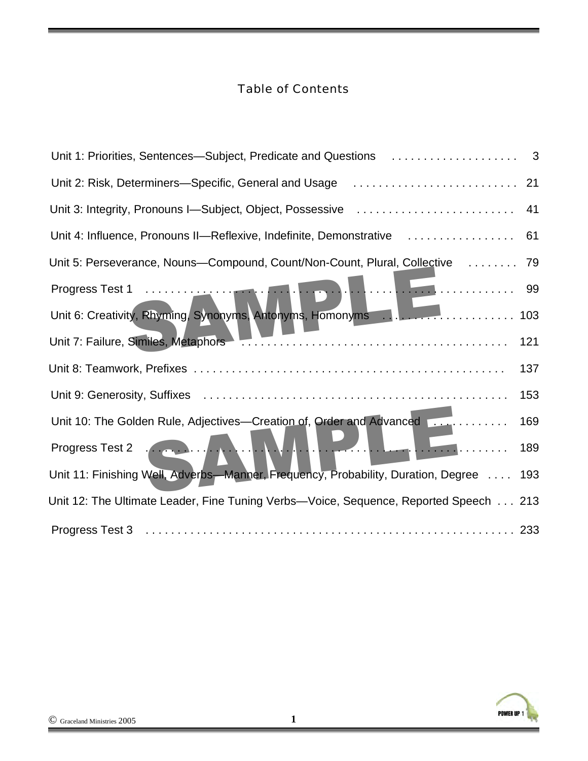# Table of Contents

| | |
|---|---|
| Unit 1: Priorities, Sentences—Subject, Predicate and Questions | 3 |
| Unit 2: Risk, Determiners—Specific, General and Usage | 21 |
| Unit 3: Integrity, Pronouns I—Subject, Object, Possessive | 41 |
| Unit 4: Influence, Pronouns II—Reflexive, Indefinite, Demonstrative | 61 |
| Unit 5: Perseverance, Nouns—Compound, Count/Non-Count, Plural, Collective | 79 |
| Progress Test 1 | 99 |
| Unit 6: Creativity, Rhyming, Synonyms, Antonyms, Homonyms | 103 |
| Unit 7: Failure, Similes, Metaphors | 121 |
| Unit 8: Teamwork, Prefixes | 137 |
| Unit 9: Generosity, Suffixes | 153 |
| Unit 10: The Golden Rule, Adjectives—Creation of, Order and Advanced | 169 |
| Progress Test 2 | 189 |
| Unit 11: Finishing Well, Adverbs—Manner, Frequency, Probability, Duration, Degree | 193 |
| Unit 12: The Ultimate Leader, Fine Tuning Verbs—Voice, Sequence, Reported Speech | 213 |
| Progress Test 3 | 233 |

SAMPLE

SAMPLE

© Graceland Ministries 2005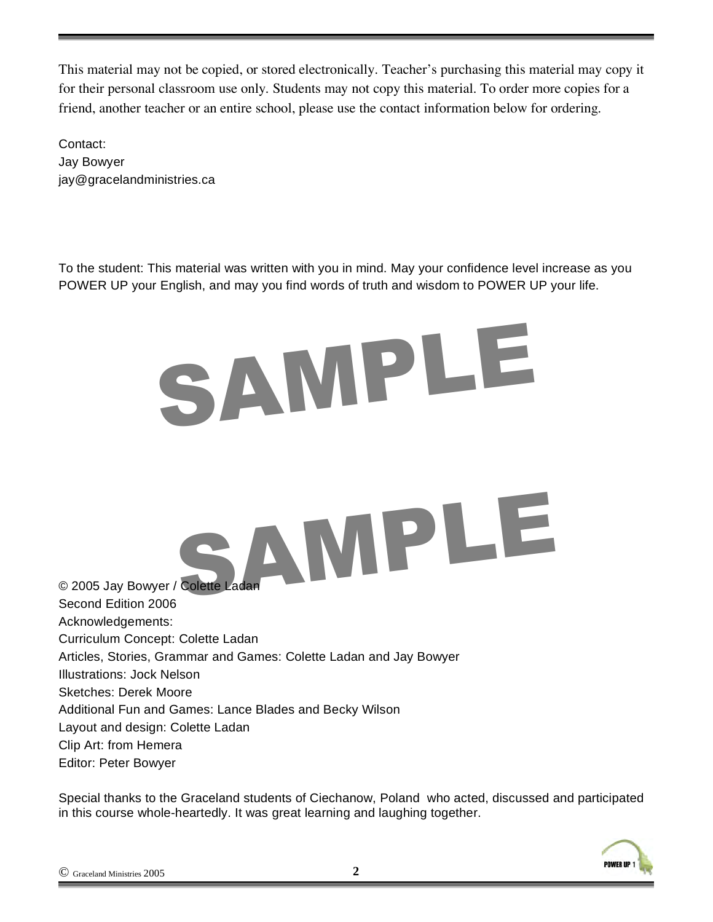This material may not be copied, or stored electronically. Teacher's purchasing this material may copy it for their personal classroom use only. Students may not copy this material. To order more copies for a friend, another teacher or an entire school, please use the contact information below for ordering.

Contact:
Jay Bowyer
jay@gracelandministries.ca

To the student: This material was written with you in mind. May your confidence level increase as you POWER UP your English, and may you find words of truth and wisdom to POWER UP your life.

SAMPLE

SAMPLE

© 2005 Jay Bowyer / Colette Ladan
Second Edition 2006
Acknowledgements:
Curriculum Concept: Colette Ladan
Articles, Stories, Grammar and Games: Colette Ladan and Jay Bowyer
Illustrations: Jock Nelson
Sketches: Derek Moore
Additional Fun and Games: Lance Blades and Becky Wilson
Layout and design: Colette Ladan
Clip Art: from Hemera
Editor: Peter Bowyer

Special thanks to the Graceland students of Ciechanow, Poland who acted, discussed and participated in this course whole-heartedly. It was great learning and laughing together.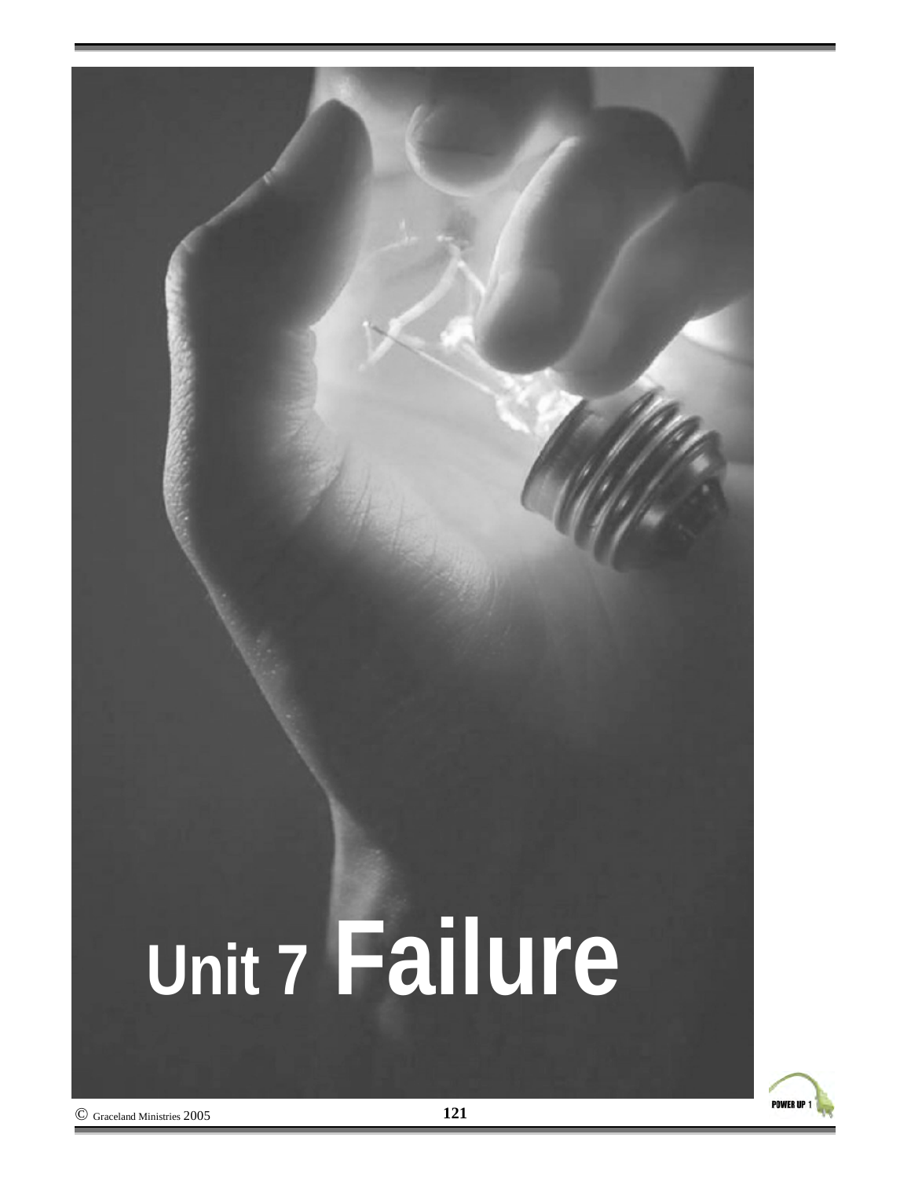# Unit 7 Failure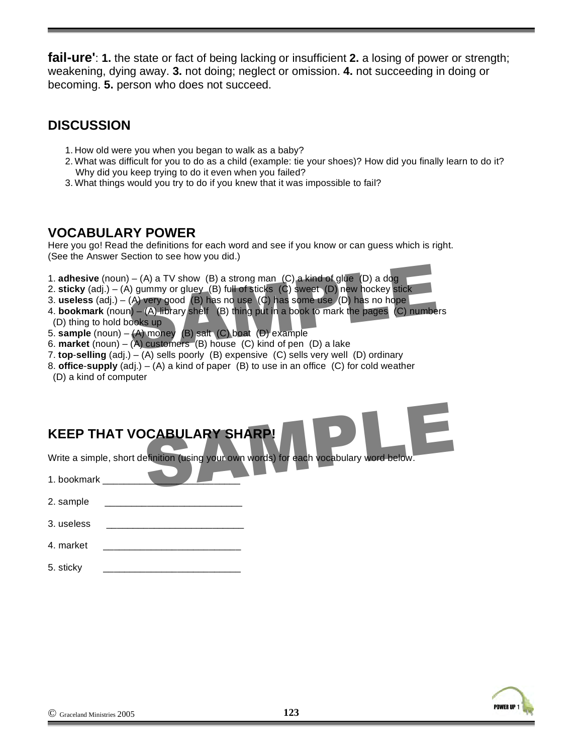**fail-ure'**: **1.** the state or fact of being lacking or insufficient **2.** a losing of power or strength; weakening, dying away. **3.** not doing; neglect or omission. **4.** not succeeding in doing or becoming. **5.** person who does not succeed.

## DISCUSSION

1. How old were you when you began to walk as a baby?
2. What was difficult for you to do as a child (example: tie your shoes)? How did you finally learn to do it? Why did you keep trying to do it even when you failed?
3. What things would you try to do if you knew that it was impossible to fail?

## VOCABULARY POWER

Here you go! Read the definitions for each word and see if you know or can guess which is right. (See the Answer Section to see how you did.)

1. **adhesive** (noun) – (A) a TV show (B) a strong man (C) a kind of glue (D) a dog
2. **sticky** (adj.) – (A) gummy or gluey (B) full of sticks (C) sweet (D) new hockey stick
3. **useless** (adj.) – (A) very good (B) has no use (C) has some use (D) has no hope
4. **bookmark** (noun) – (A) library shelf (B) thing put in a book to mark the pages (C) numbers (D) thing to hold books up
5. **sample** (noun) – (A) money (B) salt (C) boat (D) example
6. **market** (noun) – (A) customers (B) house (C) kind of pen (D) a lake
7. **top-selling** (adj.) – (A) sells poorly (B) expensive (C) sells very well (D) ordinary
8. **office-supply** (adj.) – (A) a kind of paper (B) to use in an office (C) for cold weather (D) a kind of computer

## KEEP THAT VOCABULARY SHARP!

Write a simple, short definition (using your own words) for each vocabulary word below.

1. bookmark ___________________________
2. sample ___________________________
3. useless ___________________________
4. market ___________________________
5. sticky ___________________________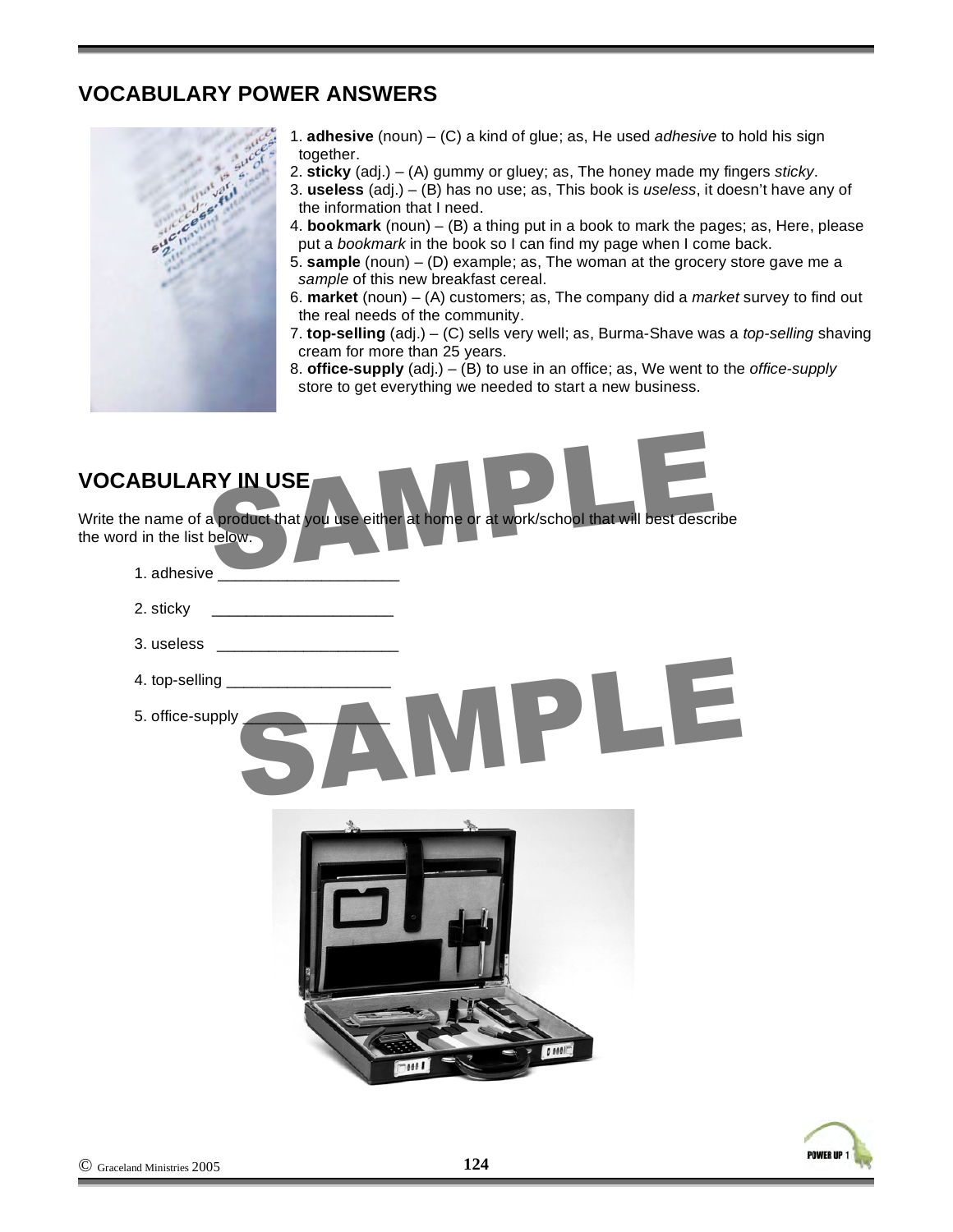## VOCABULARY POWER ANSWERS

1. **adhesive** (noun) – (C) a kind of glue; as, He used *adhesive* to hold his sign together.
2. **sticky** (adj.) – (A) gummy or gluey; as, The honey made my fingers *sticky*.
3. **useless** (adj.) – (B) has no use; as, This book is *useless*, it doesn't have any of the information that I need.
4. **bookmark** (noun) – (B) a thing put in a book to mark the pages; as, Here, please put a *bookmark* in the book so I can find my page when I come back.
5. **sample** (noun) – (D) example; as, The woman at the grocery store gave me a *sample* of this new breakfast cereal.
6. **market** (noun) – (A) customers; as, The company did a *market* survey to find out the real needs of the community.
7. **top-selling** (adj.) – (C) sells very well; as, Burma-Shave was a *top-selling* shaving cream for more than 25 years.
8. **office-supply** (adj.) – (B) to use in an office; as, We went to the *office-supply* store to get everything we needed to start a new business.

## VOCABULARY IN USE

Write the name of a product that you use either at home or at work/school that will best describe the word in the list below.

1. adhesive ____________________
2. sticky ____________________
3. useless ____________________
4. top-selling ____________________
5. office-supply ____________________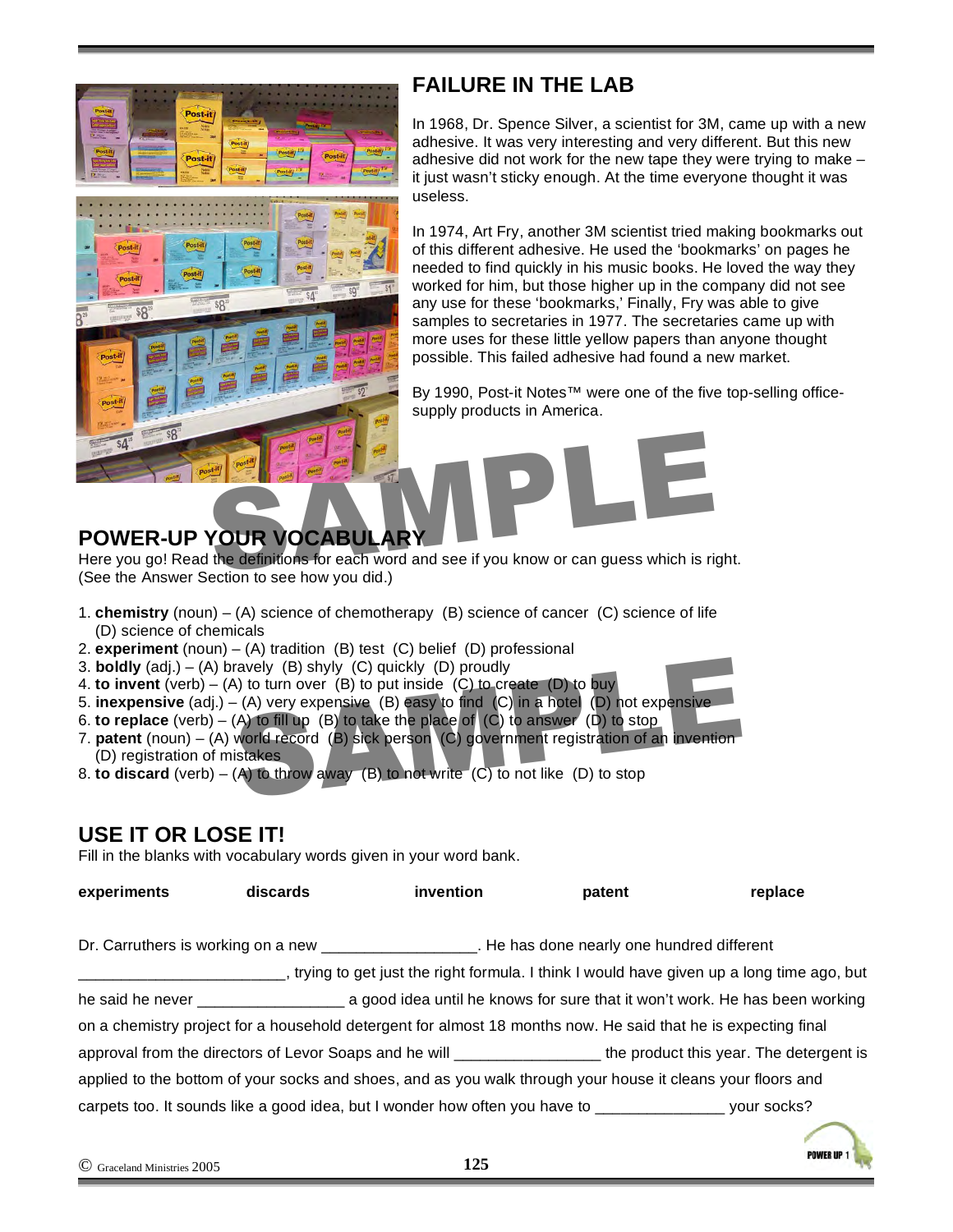## FAILURE IN THE LAB

In 1968, Dr. Spence Silver, a scientist for 3M, came up with a new adhesive. It was very interesting and very different. But this new adhesive did not work for the new tape they were trying to make – it just wasn't sticky enough. At the time everyone thought it was useless.

In 1974, Art Fry, another 3M scientist tried making bookmarks out of this different adhesive. He used the 'bookmarks' on pages he needed to find quickly in his music books. He loved the way they worked for him, but those higher up in the company did not see any use for these 'bookmarks,' Finally, Fry was able to give samples to secretaries in 1977. The secretaries came up with more uses for these little yellow papers than anyone thought possible. This failed adhesive had found a new market.

By 1990, Post-it Notes™ were one of the five top-selling office-supply products in America.

## POWER-UP YOUR VOCABULARY

Here you go! Read the definitions for each word and see if you know or can guess which is right. (See the Answer Section to see how you did.)

1. **chemistry** (noun) – (A) science of chemotherapy (B) science of cancer (C) science of life (D) science of chemicals
2. **experiment** (noun) – (A) tradition (B) test (C) belief (D) professional
3. **boldly** (adj.) – (A) bravely (B) shyly (C) quickly (D) proudly
4. **to invent** (verb) – (A) to turn over (B) to put inside (C) to create (D) to buy
5. **inexpensive** (adj.) – (A) very expensive (B) easy to find (C) in a hotel (D) not expensive
6. **to replace** (verb) – (A) to fill up (B) to take the place of (C) to answer (D) to stop
7. **patent** (noun) – (A) world record (B) sick person (C) government registration of an invention (D) registration of mistakes
8. **to discard** (verb) – (A) to throw away (B) to not write (C) to not like (D) to stop

## USE IT OR LOSE IT!

Fill in the blanks with vocabulary words given in your word bank.

**experiments** **discards** **invention** **patent** **replace**

Dr. Carruthers is working on a new \_\_\_\_\_\_\_\_\_\_\_\_\_\_\_\_\_. He has done nearly one hundred different \_\_\_\_\_\_\_\_\_\_\_\_\_\_\_\_\_\_\_\_\_\_\_\_, trying to get just the right formula. I think I would have given up a long time ago, but he said he never \_\_\_\_\_\_\_\_\_\_\_\_\_\_\_\_\_ a good idea until he knows for sure that it won't work. He has been working on a chemistry project for a household detergent for almost 18 months now. He said that he is expecting final approval from the directors of Levor Soaps and he will \_\_\_\_\_\_\_\_\_\_\_\_\_\_\_\_\_ the product this year. The detergent is applied to the bottom of your socks and shoes, and as you walk through your house it cleans your floors and carpets too. It sounds like a good idea, but I wonder how often you have to \_\_\_\_\_\_\_\_\_\_\_\_\_\_\_ your socks?

© Graceland Ministries 2005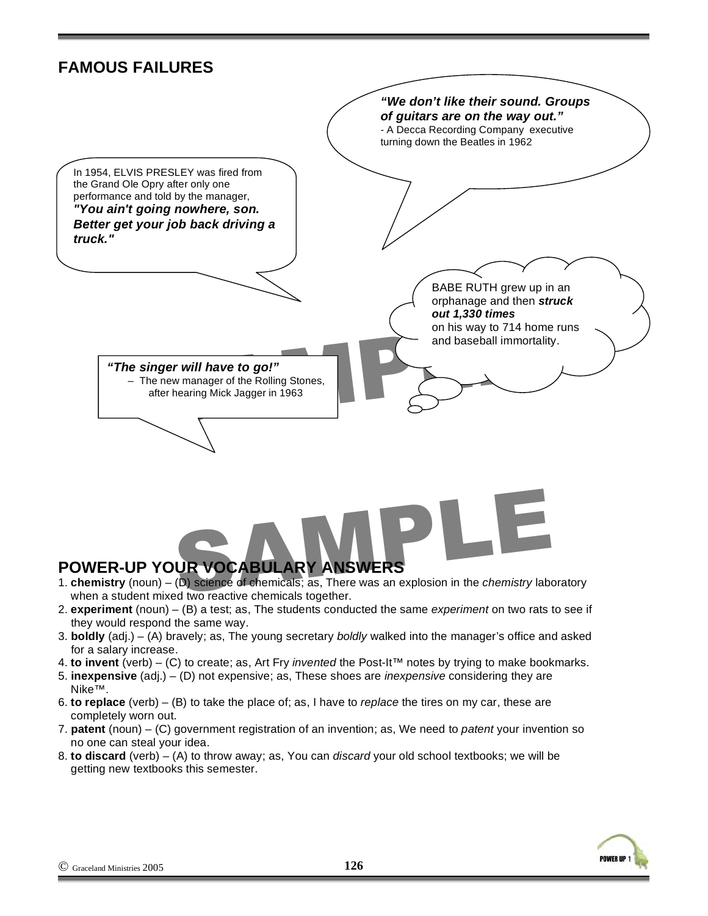## FAMOUS FAILURES

***"We don't like their sound. Groups of guitars are on the way out."***
- A Decca Recording Company executive turning down the Beatles in 1962

In 1954, ELVIS PRESLEY was fired from the Grand Ole Opry after only one performance and told by the manager, ***"You ain't going nowhere, son. Better get your job back driving a truck."***

BABE RUTH grew up in an orphanage and then ***struck out 1,330 times*** on his way to 714 home runs and baseball immortality.

***"The singer will have to go!"***
– The new manager of the Rolling Stones, after hearing Mick Jagger in 1963

## POWER-UP YOUR VOCABULARY ANSWERS

1. **chemistry** (noun) – (D) science of chemicals; as, There was an explosion in the *chemistry* laboratory when a student mixed two reactive chemicals together.
2. **experiment** (noun) – (B) a test; as, The students conducted the same *experiment* on two rats to see if they would respond the same way.
3. **boldly** (adj.) – (A) bravely; as, The young secretary *boldly* walked into the manager's office and asked for a salary increase.
4. **to invent** (verb) – (C) to create; as, Art Fry *invented* the Post-It™ notes by trying to make bookmarks.
5. **inexpensive** (adj.) – (D) not expensive; as, These shoes are *inexpensive* considering they are Nike™.
6. **to replace** (verb) – (B) to take the place of; as, I have to *replace* the tires on my car, these are completely worn out.
7. **patent** (noun) – (C) government registration of an invention; as, We need to *patent* your invention so no one can steal your idea.
8. **to discard** (verb) – (A) to throw away; as, You can *discard* your old school textbooks; we will be getting new textbooks this semester.

© Graceland Ministries 2005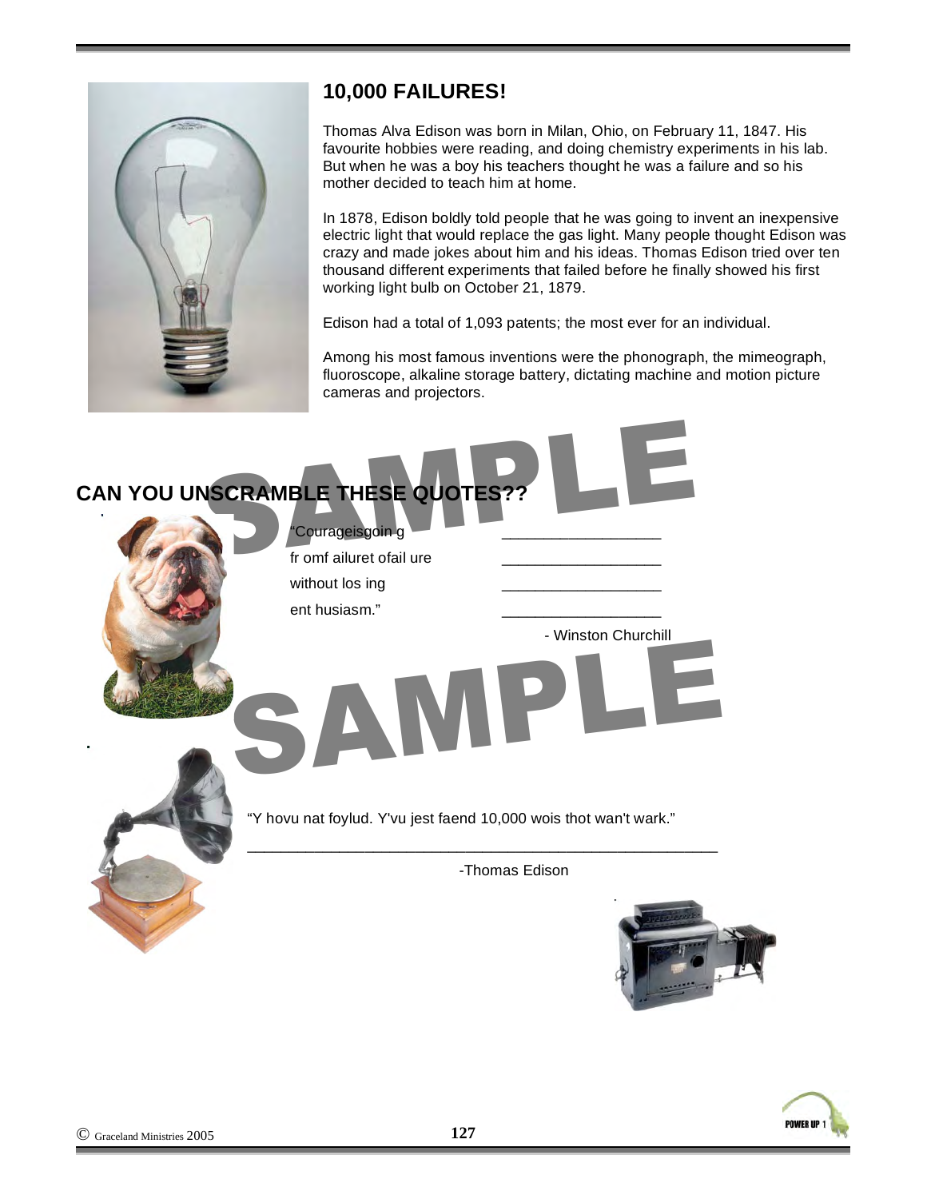## 10,000 FAILURES!

Thomas Alva Edison was born in Milan, Ohio, on February 11, 1847. His favourite hobbies were reading, and doing chemistry experiments in his lab. But when he was a boy his teachers thought he was a failure and so his mother decided to teach him at home.

In 1878, Edison boldly told people that he was going to invent an inexpensive electric light that would replace the gas light. Many people thought Edison was crazy and made jokes about him and his ideas. Thomas Edison tried over ten thousand different experiments that failed before he finally showed his first working light bulb on October 21, 1879.

Edison had a total of 1,093 patents; the most ever for an individual.

Among his most famous inventions were the phonograph, the mimeograph, fluoroscope, alkaline storage battery, dictating machine and motion picture cameras and projectors.

## CAN YOU UNSCRAMBLE THESE QUOTES??

"Courageisgoin g ____________________

fr omf ailuret ofail ure ____________________

without los ing ____________________

ent husiasm." ____________________

- Winston Churchill

"Y hovu nat foylud. Y'vu jest faend 10,000 wois thot wan't wark."

____________________________________________________________

-Thomas Edison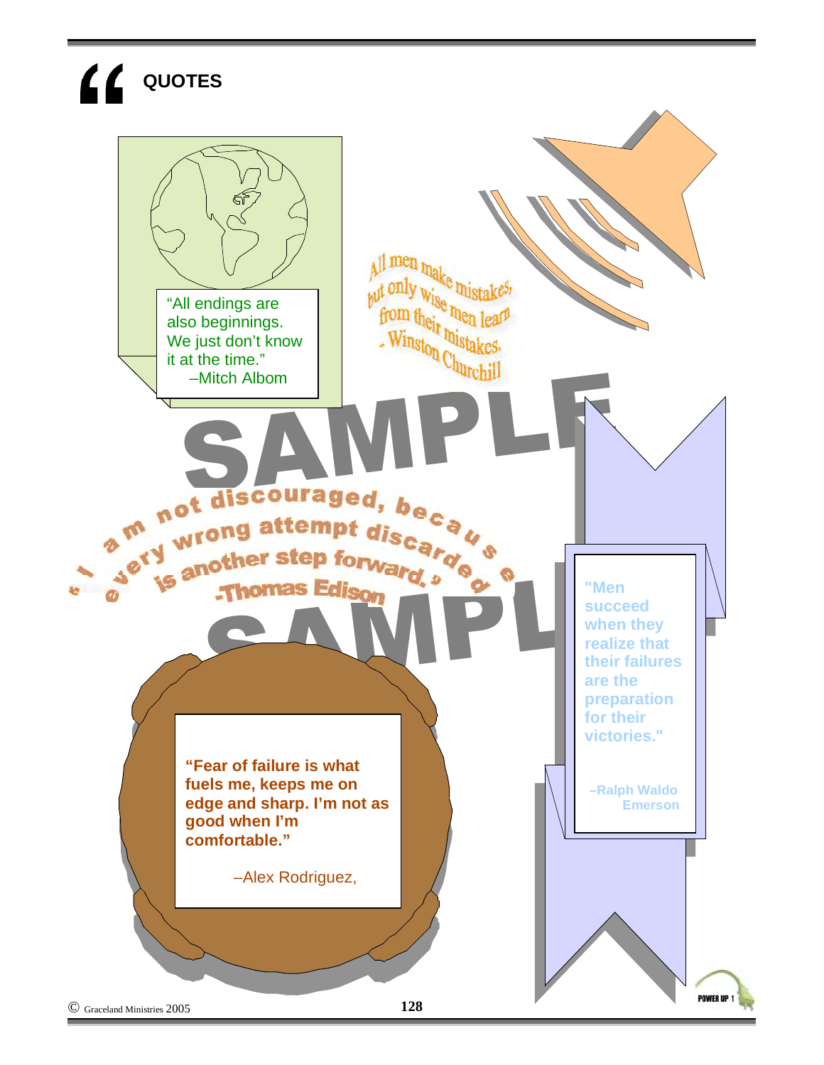# QUOTES

"All endings are also beginnings. We just don't know it at the time."
–Mitch Albom

All men make mistakes, but only wise men learn from their mistakes.
- Winston Churchill

"I am not discouraged, because every wrong attempt discarded is another step forward."
-Thomas Edison

"Men succeed when they realize that their failures are the preparation for their victories."

–Ralph Waldo Emerson

**"Fear of failure is what fuels me, keeps me on edge and sharp. I'm not as good when I'm comfortable."**

–Alex Rodriguez,

© Graceland Ministries 2005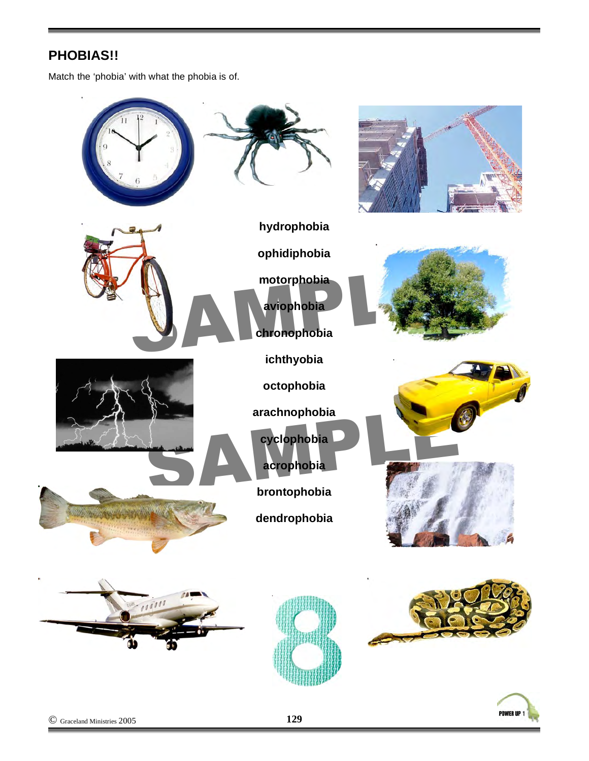## PHOBIAS!!

Match the 'phobia' with what the phobia is of.

hydrophobia

ophidiphobia

motorphobia

aviophobia

chronophobia

ichthyobia

octophobia

arachnophobia

cyclophobia

acrophobia

brontophobia

dendrophobia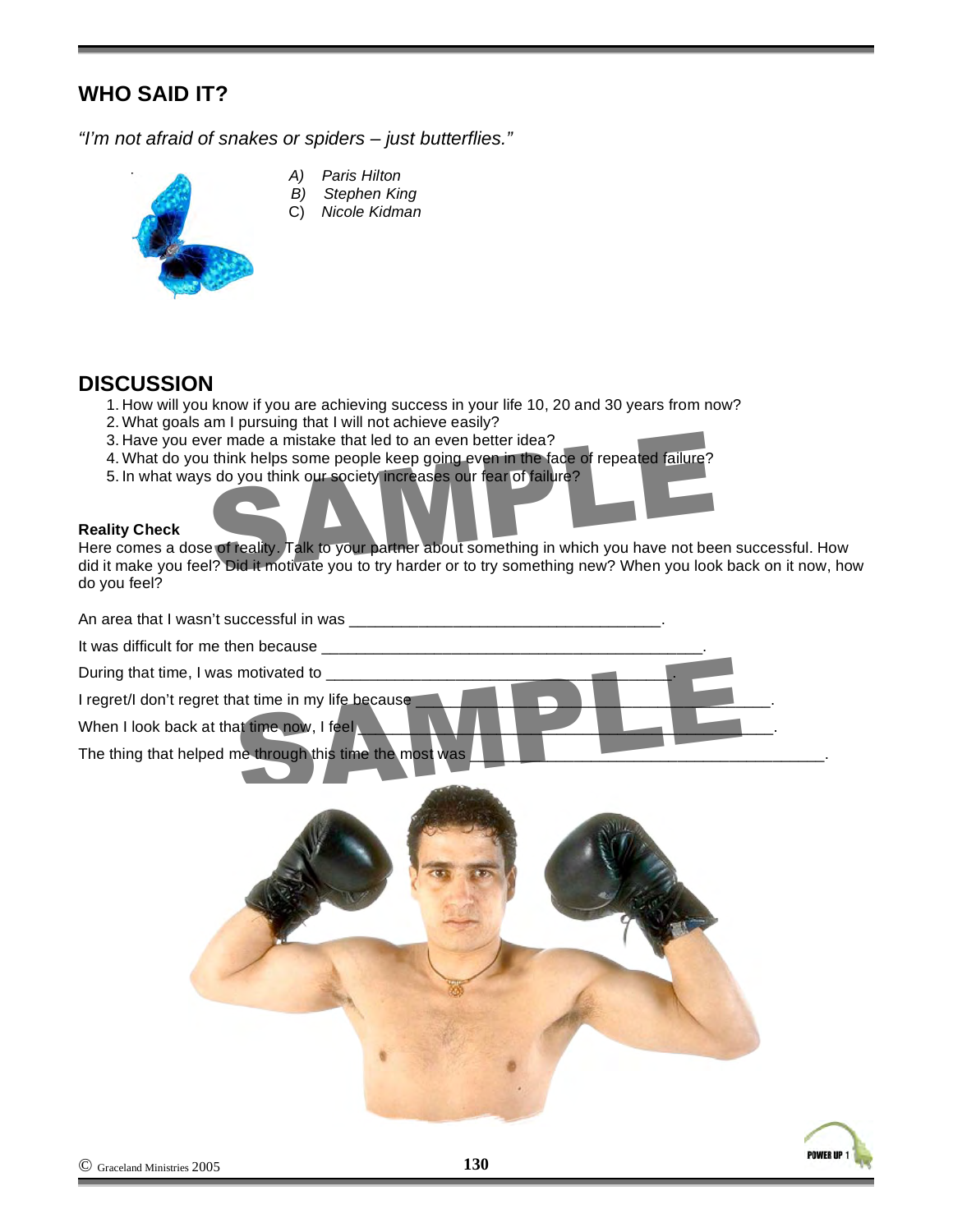## WHO SAID IT?

*"I'm not afraid of snakes or spiders – just butterflies."*

- *A) Paris Hilton*
- *B) Stephen King*
- C) *Nicole Kidman*

## DISCUSSION

1. How will you know if you are achieving success in your life 10, 20 and 30 years from now?
2. What goals am I pursuing that I will not achieve easily?
3. Have you ever made a mistake that led to an even better idea?
4. What do you think helps some people keep going even in the face of repeated failure?
5. In what ways do you think our society increases our fear of failure?

**Reality Check**

Here comes a dose of reality. Talk to your partner about something in which you have not been successful. How did it make you feel? Did it motivate you to try harder or to try something new? When you look back on it now, how do you feel?

An area that I wasn't successful in was ___________________________________.

It was difficult for me then because ___________________________________________.

During that time, I was motivated to _______________________________________.

I regret/I don't regret that time in my life because ___________________________________.

When I look back at that time now, I feel ___________________________________________.

The thing that helped me through this time the most was ___________________________________________.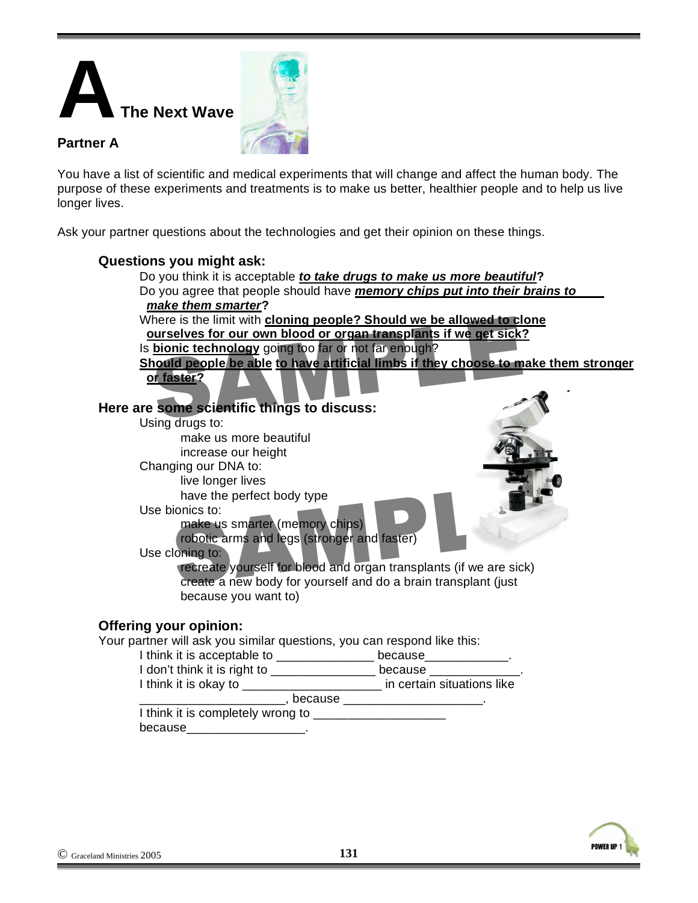# A The Next Wave

**Partner A**

You have a list of scientific and medical experiments that will change and affect the human body. The purpose of these experiments and treatments is to make us better, healthier people and to help us live longer lives.

Ask your partner questions about the technologies and get their opinion on these things.

### Questions you might ask:

Do you think it is acceptable ***to take drugs to make us more beautiful*?**
Do you agree that people should have ***memory chips put into their brains to make them smarter*?**
Where is the limit with **cloning people? Should we be allowed to clone ourselves for our own blood or organ transplants if we get sick?**
Is **bionic technology** going too far or not far enough?
**Should people be able to have artificial limbs if they choose to make them stronger or faster?**

### Here are some scientific things to discuss:

- Using drugs to:
  - make us more beautiful
  - increase our height
- Changing our DNA to:
  - live longer lives
  - have the perfect body type
- Use bionics to:
  - make us smarter (memory chips)
  - robotic arms and legs (stronger and faster)
- Use cloning to:
  - recreate yourself for blood and organ transplants (if we are sick)
  - create a new body for yourself and do a brain transplant (just because you want to)

### Offering your opinion:

Your partner will ask you similar questions, you can respond like this:

I think it is acceptable to ______________ because____________.
I don't think it is right to _______________ because _____________.
I think it is okay to ____________________ in certain situations like _____________________, because ____________________.
I think it is completely wrong to ___________________ because_________________.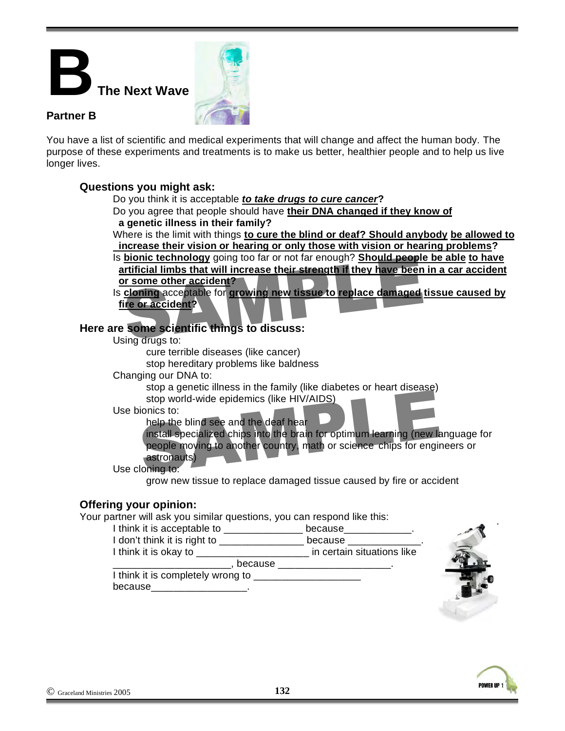# B The Next Wave

**Partner B**

You have a list of scientific and medical experiments that will change and affect the human body. The purpose of these experiments and treatments is to make us better, healthier people and to help us live longer lives.

### Questions you might ask:

Do you think it is acceptable ***to take drugs to cure cancer*?**

Do you agree that people should have **their DNA changed if they know of a genetic illness in their family?**

Where is the limit with things **to cure the blind or deaf? Should anybody be allowed to increase their vision or hearing or only those with vision or hearing problems?**

Is **bionic technology** going too far or not far enough? **Should people be able to have artificial limbs that will increase their strength if they have been in a car accident or some other accident?**

Is **cloning** acceptable for **growing new tissue to replace damaged tissue caused by fire or accident?**

### Here are some scientific things to discuss:

Using drugs to:
- cure terrible diseases (like cancer)
- stop hereditary problems like baldness

Changing our DNA to:
- stop a genetic illness in the family (like diabetes or heart disease)
- stop world-wide epidemics (like HIV/AIDS)

Use bionics to:
- help the blind see and the deaf hear
- install specialized chips into the brain for optimum learning (new language for people moving to another country, math or science chips for engineers or astronauts)

Use cloning to:
- grow new tissue to replace damaged tissue caused by fire or accident

### Offering your opinion:

Your partner will ask you similar questions, you can respond like this:

I think it is acceptable to ______________ because____________.
I don't think it is right to _______________ because _____________.
I think it is okay to ____________________ in certain situations like _____________________, because ____________________.
I think it is completely wrong to ___________________ because_________________.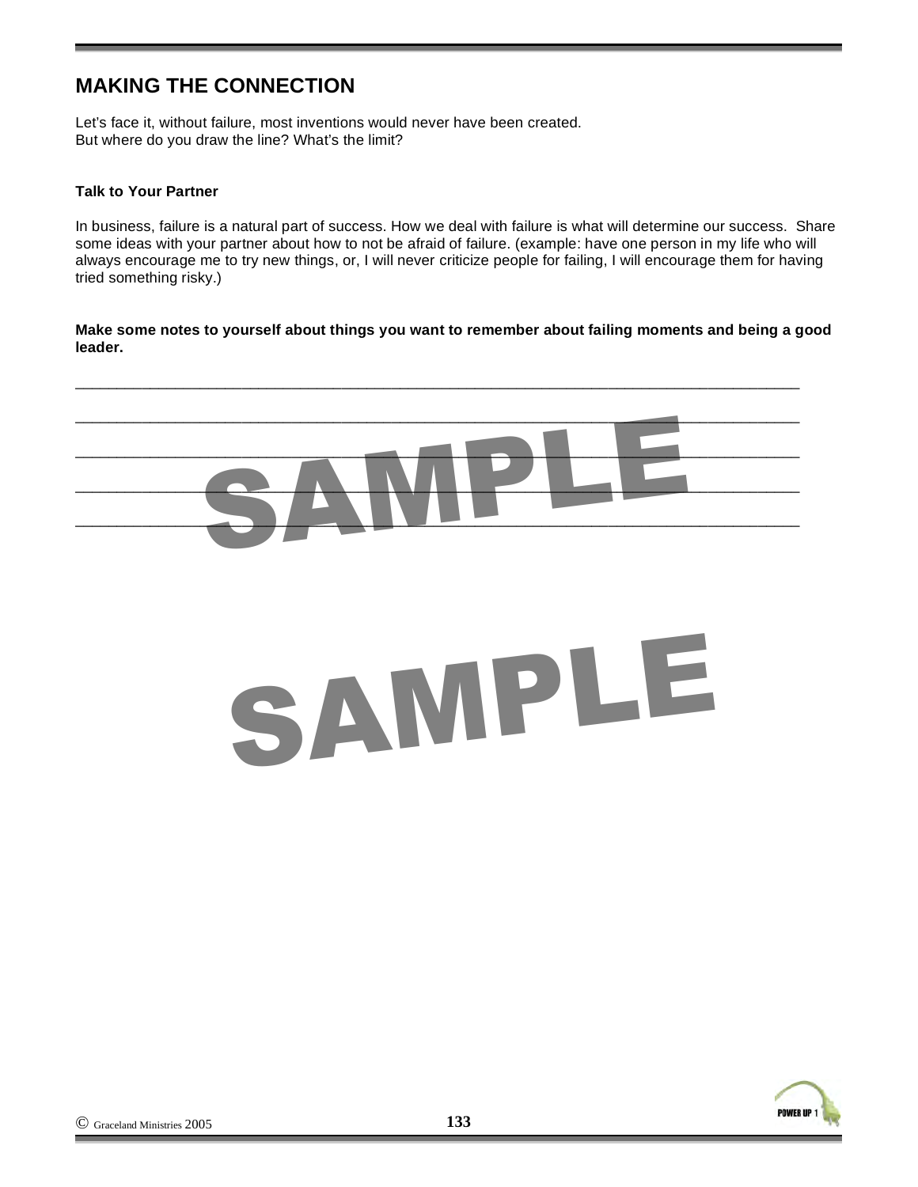## MAKING THE CONNECTION

Let's face it, without failure, most inventions would never have been created.
But where do you draw the line? What's the limit?

**Talk to Your Partner**

In business, failure is a natural part of success. How we deal with failure is what will determine our success. Share some ideas with your partner about how to not be afraid of failure. (example: have one person in my life who will always encourage me to try new things, or, I will never criticize people for failing, I will encourage them for having tried something risky.)

**Make some notes to yourself about things you want to remember about failing moments and being a good leader.**

______________________________________________________________________________

______________________________________________________________________________

______________________________________________________________________________

______________________________________________________________________________

______________________________________________________________________________

SAMPLE

SAMPLE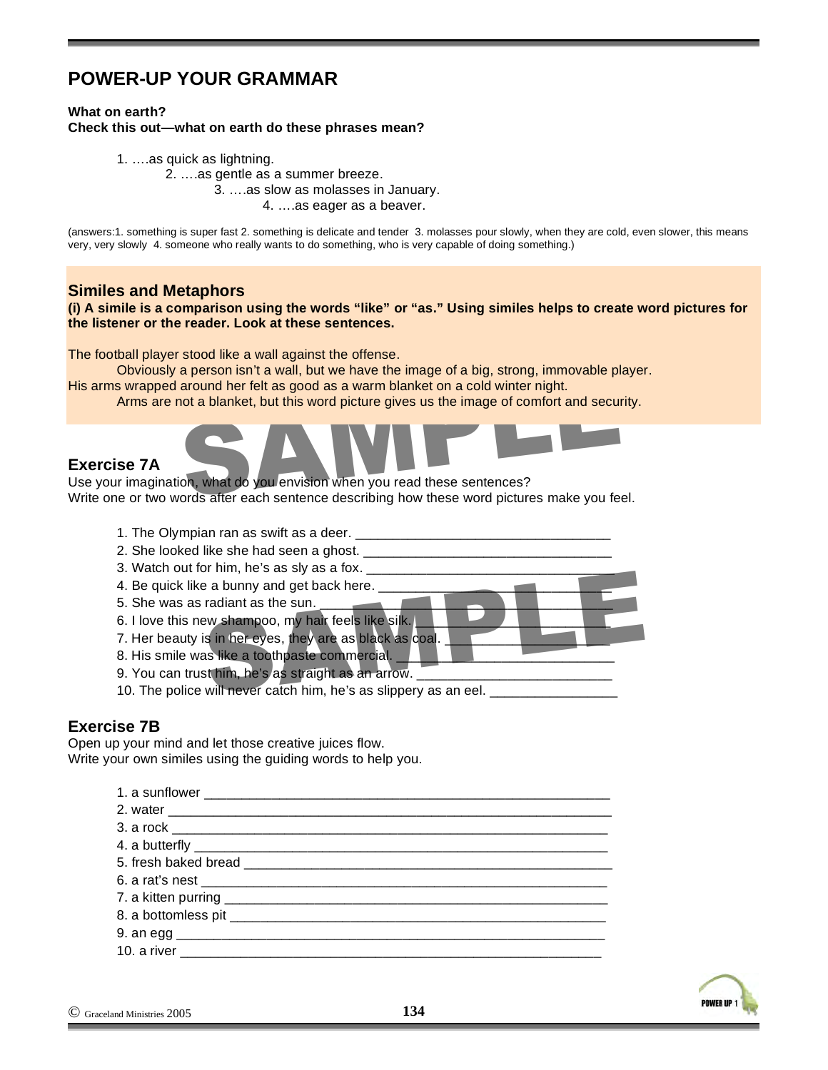# POWER-UP YOUR GRAMMAR

**What on earth?**
**Check this out—what on earth do these phrases mean?**

1. ….as quick as lightning.
2. ….as gentle as a summer breeze.
3. ….as slow as molasses in January.
4. ….as eager as a beaver.

(answers:1. something is super fast 2. something is delicate and tender 3. molasses pour slowly, when they are cold, even slower, this means very, very slowly 4. someone who really wants to do something, who is very capable of doing something.)

## Similes and Metaphors

**(i) A simile is a comparison using the words "like" or "as." Using similes helps to create word pictures for the listener or the reader. Look at these sentences.**

The football player stood like a wall against the offense.

Obviously a person isn't a wall, but we have the image of a big, strong, immovable player.

His arms wrapped around her felt as good as a warm blanket on a cold winter night.

Arms are not a blanket, but this word picture gives us the image of comfort and security.

## Exercise 7A

Use your imagination, what do you envision when you read these sentences?
Write one or two words after each sentence describing how these word pictures make you feel.

1. The Olympian ran as swift as a deer. ________________________________
2. She looked like she had seen a ghost. ________________________________
3. Watch out for him, he's as sly as a fox. ________________________________
4. Be quick like a bunny and get back here. ________________________________
5. She was as radiant as the sun. ________________________________
6. I love this new shampoo, my hair feels like silk. ________________________
7. Her beauty is in her eyes, they are as black as coal. ____________________
8. His smile was like a toothpaste commercial. ________________________
9. You can trust him, he's as straight as an arrow. ________________________
10. The police will never catch him, he's as slippery as an eel. ________________

## Exercise 7B

Open up your mind and let those creative juices flow.
Write your own similes using the guiding words to help you.

1. a sunflower ________________________________________________
2. water ________________________________________________
3. a rock ________________________________________________
4. a butterfly ________________________________________________
5. fresh baked bread ________________________________________________
6. a rat's nest ________________________________________________
7. a kitten purring ________________________________________________
8. a bottomless pit ________________________________________________
9. an egg ________________________________________________
10. a river ________________________________________________

© Graceland Ministries 2005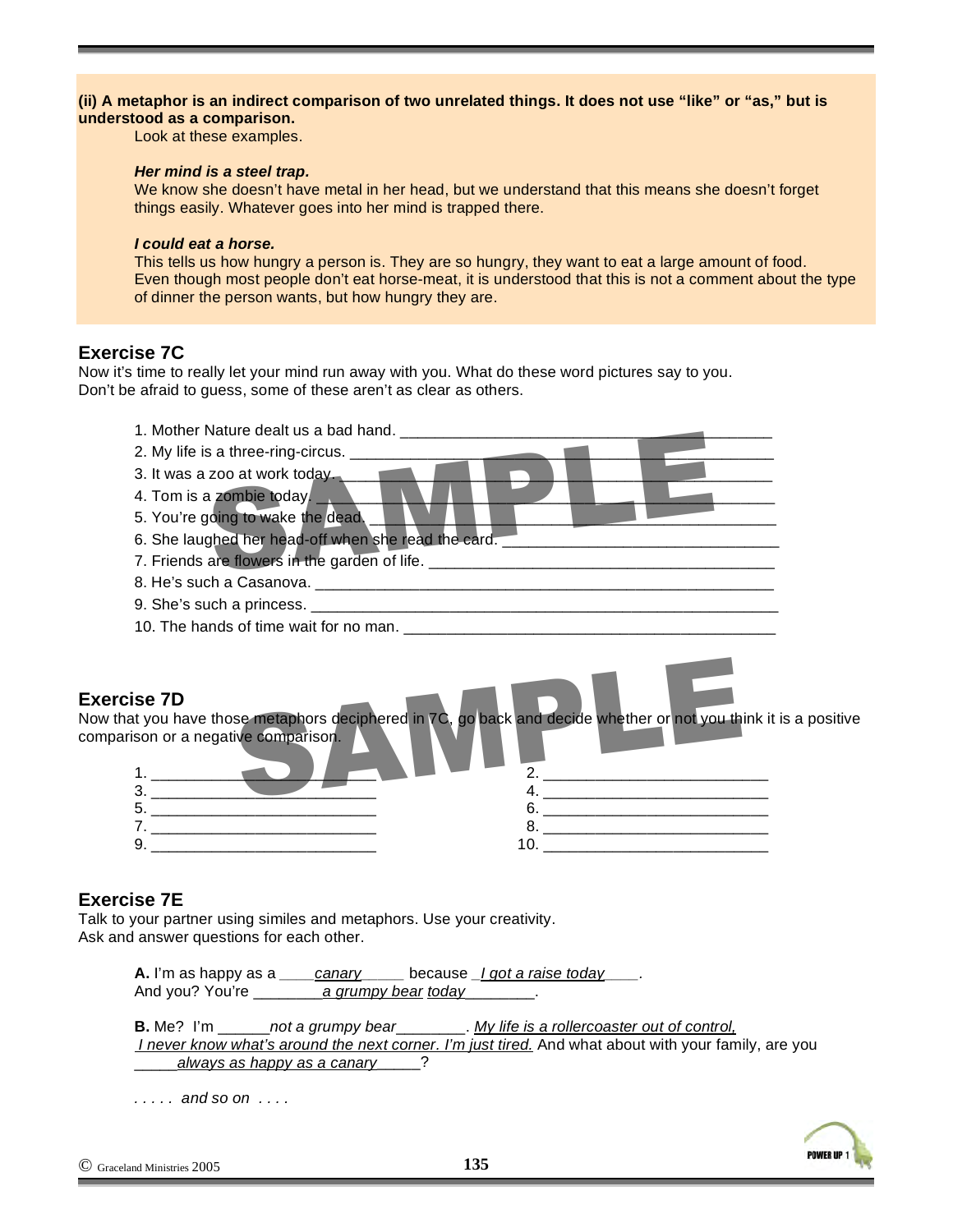**(ii) A metaphor is an indirect comparison of two unrelated things. It does not use "like" or "as," but is understood as a comparison.**

Look at these examples.

***Her mind is a steel trap.***

We know she doesn't have metal in her head, but we understand that this means she doesn't forget things easily. Whatever goes into her mind is trapped there.

***I could eat a horse.***

This tells us how hungry a person is. They are so hungry, they want to eat a large amount of food. Even though most people don't eat horse-meat, it is understood that this is not a comment about the type of dinner the person wants, but how hungry they are.

## Exercise 7C

Now it's time to really let your mind run away with you. What do these word pictures say to you. Don't be afraid to guess, some of these aren't as clear as others.

1. Mother Nature dealt us a bad hand. ________________________________________
2. My life is a three-ring-circus. ________________________________________
3. It was a zoo at work today. ________________________________________
4. Tom is a zombie today. ________________________________________
5. You're going to wake the dead. ________________________________________
6. She laughed her head-off when she read the card. ______________________________
7. Friends are flowers in the garden of life. ________________________________________
8. He's such a Casanova. ________________________________________
9. She's such a princess. ________________________________________
10. The hands of time wait for no man. ________________________________________

## Exercise 7D

Now that you have those metaphors deciphered in 7C, go back and decide whether or not you think it is a positive comparison or a negative comparison.

1. __________________________ 2. __________________________
3. __________________________ 4. __________________________
5. __________________________ 6. __________________________
7. __________________________ 8. __________________________
9. __________________________ 10. __________________________

## Exercise 7E

Talk to your partner using similes and metaphors. Use your creativity.
Ask and answer questions for each other.

**A.** I'm as happy as a ____*canary*_____ because _*I got a raise today*____.
And you? You're ________*a grumpy bear today*________.

**B.** Me? I'm ______*not a grumpy bear*________. *My life is a rollercoaster out of control, I never know what's around the next corner. I'm just tired.* And what about with your family, are you _____*always as happy as a canary*_____?

*. . . . . and so on . . . .*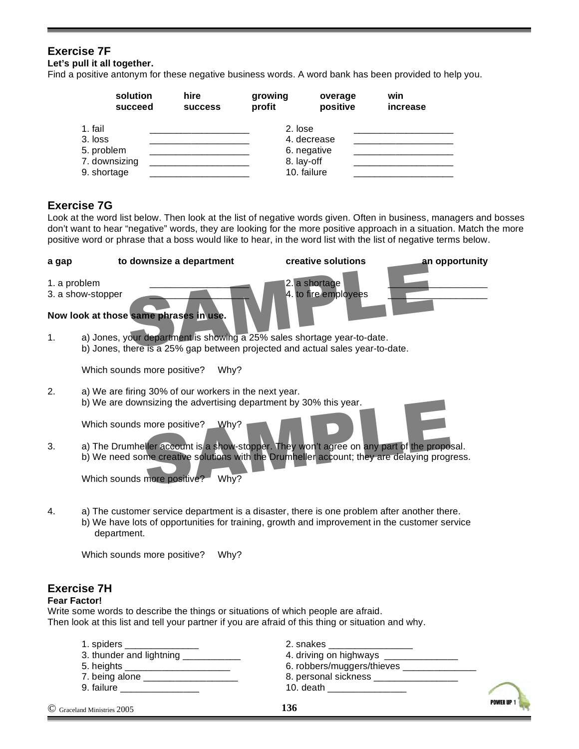## Exercise 7F

**Let's pull it it all together.**

Find a positive antonym for these negative business words. A word bank has been provided to help you.

| | | | | |
|---|---|---|---|---|
| **solution** | **hire** | **growing** | **overage** | **win** |
| **succeed** | **success** | **profit** | **positive** | **increase** |

| | | | |
|---|---|---|---|
| 1. fail | ___________________ | 2. lose | ___________________ |
| 3. loss | ___________________ | 4. decrease | ___________________ |
| 5. problem | ___________________ | 6. negative | ___________________ |
| 7. downsizing | ___________________ | 8. lay-off | ___________________ |
| 9. shortage | ___________________ | 10. failure | ___________________ |

## Exercise 7G

Look at the word list below. Then look at the list of negative words given. Often in business, managers and bosses don't want to hear "negative" words, they are looking for the more positive approach in a situation. Match the more positive word or phrase that a boss would like to hear, in the word list with the list of negative terms below.

| | | | |
|---|---|---|---|
| **a gap** | **to downsize a department** | **creative solutions** | **an opportunity** |

| | | | |
|---|---|---|---|
| 1. a problem | ___________________ | 2. a shortage | ___________________ |
| 3. a show-stopper | ___________________ | 4. to fire employees | ___________________ |

**Now look at those same phrases in use.**

1. a) Jones, your department is showing a 25% sales shortage year-to-date.
   b) Jones, there is a 25% gap between projected and actual sales year-to-date.

   Which sounds more positive? Why?

2. a) We are firing 30% of our workers in the next year.
   b) We are downsizing the advertising department by 30% this year.

   Which sounds more positive? Why?

3. a) The Drumheller account is a show-stopper. They won't agree on any part of the proposal.
   b) We need some creative solutions with the Drumheller account; they are delaying progress.

   Which sounds more positive? Why?

4. a) The customer service department is a disaster, there is one problem after another there.
   b) We have lots of opportunities for training, growth and improvement in the customer service department.

   Which sounds more positive? Why?

## Exercise 7H

**Fear Factor!**

Write some words to describe the things or situations of which people are afraid.
Then look at this list and tell your partner if you are afraid of this thing or situation and why.

| | |
|---|---|
| 1. spiders ______________ | 2. snakes ________________ |
| 3. thunder and lightning ___________ | 4. driving on highways ______________ |
| 5. heights _____________________ | 6. robbers/muggers/thieves ______________ |
| 7. being alone __________________ | 8. personal sickness ________________ |
| 9. failure _______________ | 10. death _______________ |

© Graceland Ministries 2005